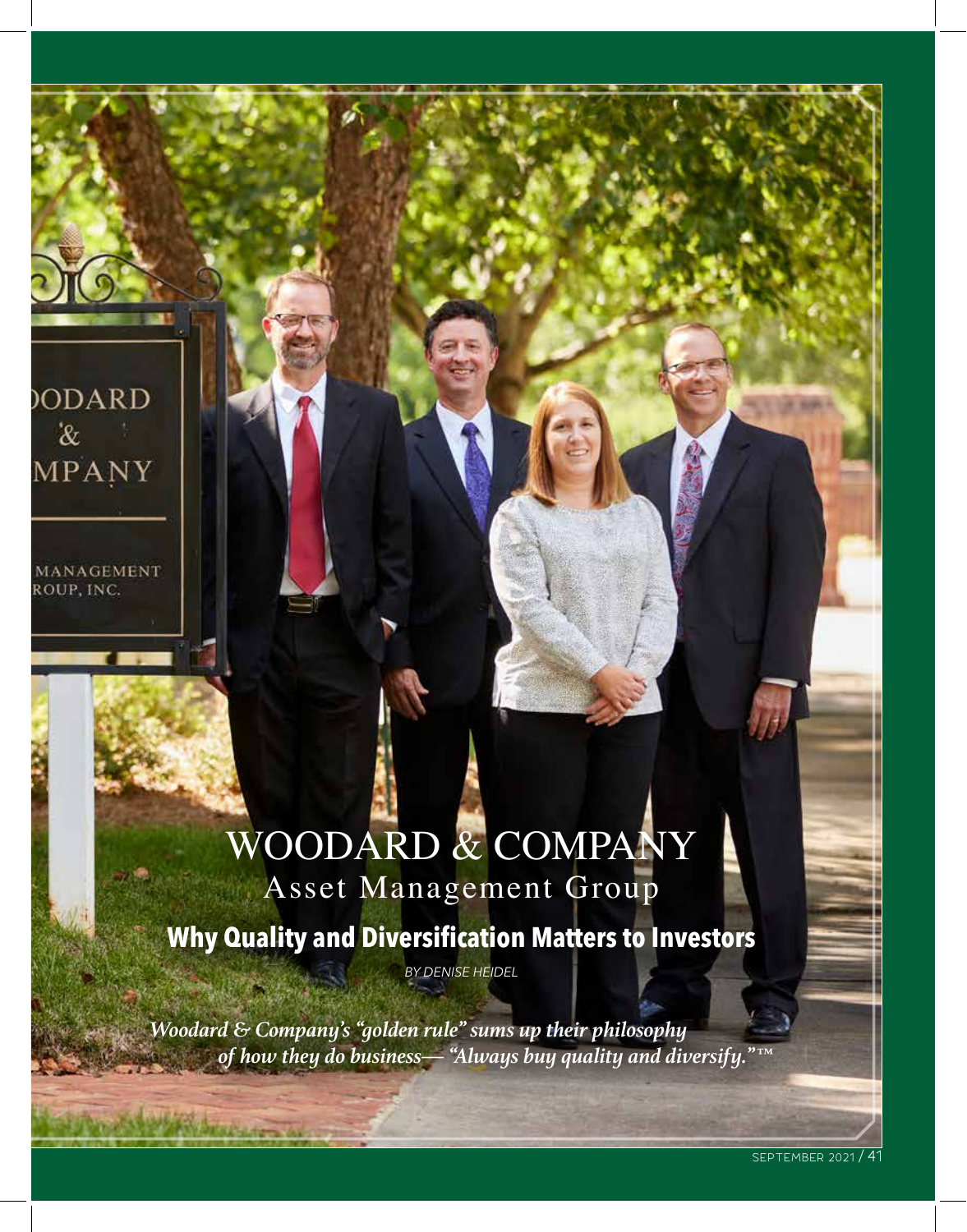# WOODARD & COMPANY

## Asset Management Group

## Why Quality and Diversification Matters to Investors

BY DENISE HEIDEL

*Woodard & Company's "golden rule" sums up their philosophy of how they do business— "Always buy quality and diversify."™*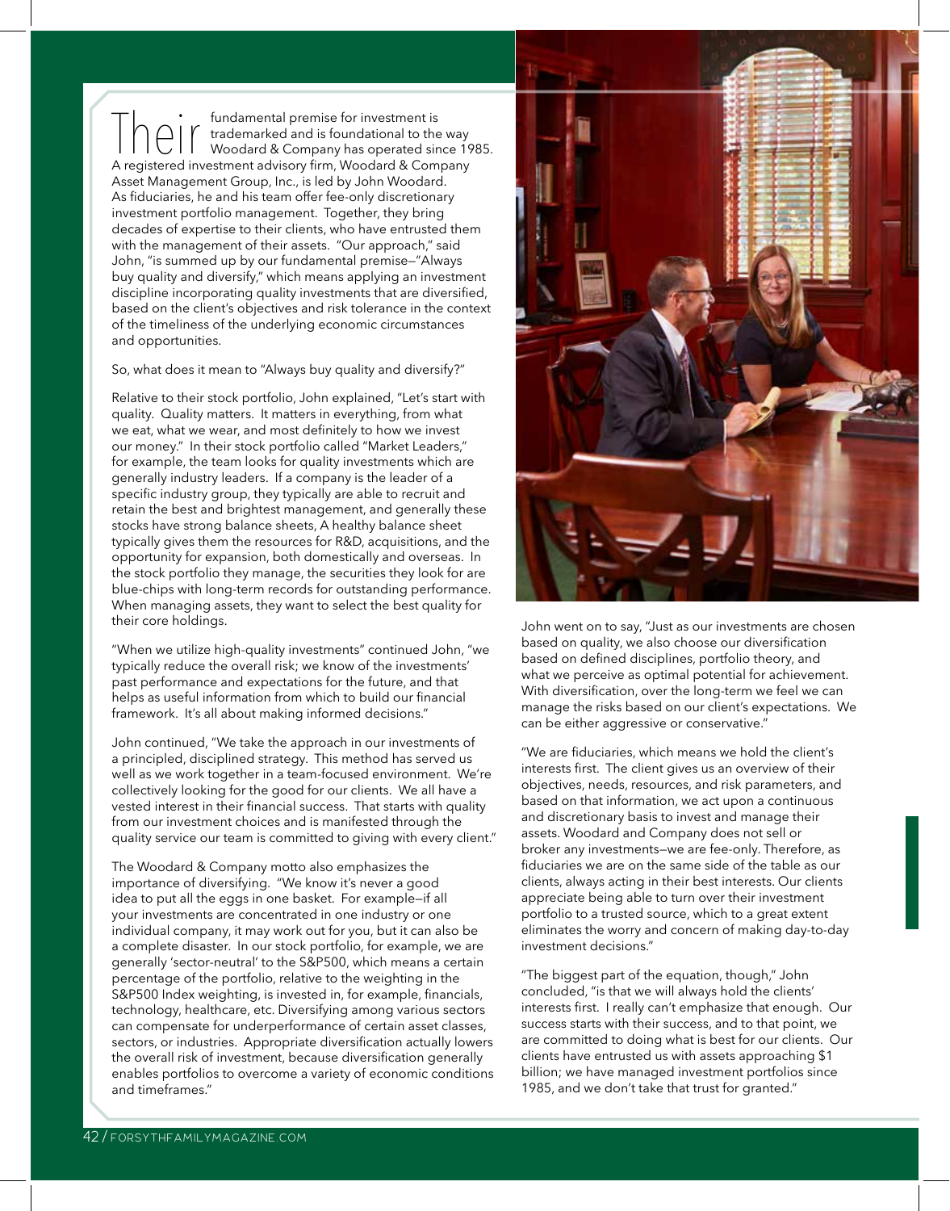Their fundamental premise for investment is trademarked and is foundational to the way Woodard & Company has operated since 1985. A registered investment advisory firm, Woodard & Company Asset Management Group, Inc., is led by John Woodard. As fiduciaries, he and his team offer fee-only discretionary investment portfolio management. Together, they bring decades of expertise to their clients, who have entrusted them with the management of their assets. "Our approach," said John, "is summed up by our fundamental premise—"Always buy quality and diversify," which means applying an investment discipline incorporating quality investments that are diversified, based on the client's objectives and risk tolerance in the context of the timeliness of the underlying economic circumstances and opportunities.

So, what does it mean to "Always buy quality and diversify?"

Relative to their stock portfolio, John explained, "Let's start with quality. Quality matters. It matters in everything, from what we eat, what we wear, and most definitely to how we invest our money." In their stock portfolio called "Market Leaders," for example, the team looks for quality investments which are generally industry leaders. If a company is the leader of a specific industry group, they typically are able to recruit and retain the best and brightest management, and generally these stocks have strong balance sheets, A healthy balance sheet typically gives them the resources for R&D, acquisitions, and the opportunity for expansion, both domestically and overseas. In the stock portfolio they manage, the securities they look for are blue-chips with long-term records for outstanding performance. When managing assets, they want to select the best quality for their core holdings.

"When we utilize high-quality investments" continued John, "we typically reduce the overall risk; we know of the investments' past performance and expectations for the future, and that helps as useful information from which to build our financial framework. It's all about making informed decisions."

John continued, "We take the approach in our investments of a principled, disciplined strategy. This method has served us well as we work together in a team-focused environment. We're collectively looking for the good for our clients. We all have a vested interest in their financial success. That starts with quality from our investment choices and is manifested through the quality service our team is committed to giving with every client."

The Woodard & Company motto also emphasizes the importance of diversifying. "We know it's never a good idea to put all the eggs in one basket. For example—if all your investments are concentrated in one industry or one individual company, it may work out for you, but it can also be a complete disaster. In our stock portfolio, for example, we are generally 'sector-neutral' to the S&P500, which means a certain percentage of the portfolio, relative to the weighting in the S&P500 Index weighting, is invested in, for example, financials, technology, healthcare, etc. Diversifying among various sectors can compensate for underperformance of certain asset classes, sectors, or industries. Appropriate diversification actually lowers the overall risk of investment, because diversification generally enables portfolios to overcome a variety of economic conditions and timeframes."

John went on to say, "Just as our investments are chosen based on quality, we also choose our diversification based on defined disciplines, portfolio theory, and what we perceive as optimal potential for achievement. With diversification, over the long-term we feel we can manage the risks based on our client's expectations. We can be either aggressive or conservative."

"We are fiduciaries, which means we hold the client's interests first. The client gives us an overview of their objectives, needs, resources, and risk parameters, and based on that information, we act upon a continuous and discretionary basis to invest and manage their assets. Woodard and Company does not sell or broker any investments—we are fee-only. Therefore, as fiduciaries we are on the same side of the table as our clients, always acting in their best interests. Our clients appreciate being able to turn over their investment portfolio to a trusted source, which to a great extent eliminates the worry and concern of making day-to-day investment decisions."

"The biggest part of the equation, though," John concluded, "is that we will always hold the clients' interests first. I really can't emphasize that enough. Our success starts with their success, and to that point, we are committed to doing what is best for our clients. Our clients have entrusted us with assets approaching $1 billion; we have managed investment portfolios since 1985, and we don't take that trust for granted."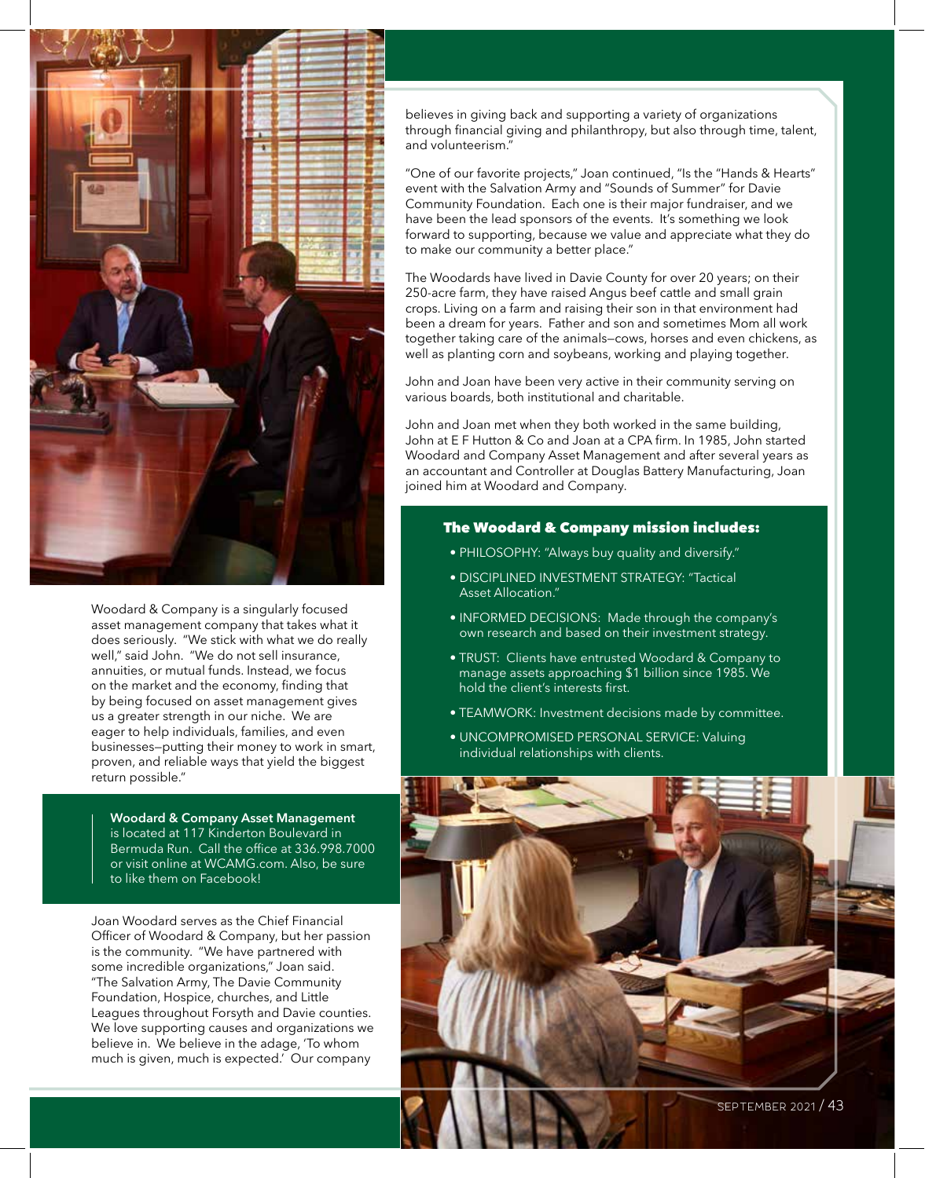Woodard & Company is a singularly focused asset management company that takes what it does seriously. "We stick with what we do really well," said John. "We do not sell insurance, annuities, or mutual funds. Instead, we focus on the market and the economy, finding that by being focused on asset management gives us a greater strength in our niche. We are eager to help individuals, families, and even businesses—putting their money to work in smart, proven, and reliable ways that yield the biggest return possible."

**Woodard & Company Asset Management** is located at 117 Kinderton Boulevard in Bermuda Run. Call the office at 336.998.7000 or visit online at WCAMG.com. Also, be sure to like them on Facebook!

Joan Woodard serves as the Chief Financial Officer of Woodard & Company, but her passion is the community. "We have partnered with some incredible organizations," Joan said. "The Salvation Army, The Davie Community Foundation, Hospice, churches, and Little Leagues throughout Forsyth and Davie counties. We love supporting causes and organizations we believe in. We believe in the adage, 'To whom much is given, much is expected.' Our company believes in giving back and supporting a variety of organizations through financial giving and philanthropy, but also through time, talent, and volunteerism."

"One of our favorite projects," Joan continued, "Is the "Hands & Hearts" event with the Salvation Army and "Sounds of Summer" for Davie Community Foundation. Each one is their major fundraiser, and we have been the lead sponsors of the events. It's something we look forward to supporting, because we value and appreciate what they do to make our community a better place."

The Woodards have lived in Davie County for over 20 years; on their 250-acre farm, they have raised Angus beef cattle and small grain crops. Living on a farm and raising their son in that environment had been a dream for years. Father and son and sometimes Mom all work together taking care of the animals—cows, horses and even chickens, as well as planting corn and soybeans, working and playing together.

John and Joan have been very active in their community serving on various boards, both institutional and charitable.

John and Joan met when they both worked in the same building, John at E F Hutton & Co and Joan at a CPA firm. In 1985, John started Woodard and Company Asset Management and after several years as an accountant and Controller at Douglas Battery Manufacturing, Joan joined him at Woodard and Company.

### The Woodard & Company mission includes:

- PHILOSOPHY: "Always buy quality and diversify."
- DISCIPLINED INVESTMENT STRATEGY: "Tactical Asset Allocation."
- INFORMED DECISIONS: Made through the company's own research and based on their investment strategy.
- TRUST: Clients have entrusted Woodard & Company to manage assets approaching $1 billion since 1985. We hold the client's interests first.
- TEAMWORK: Investment decisions made by committee.
- UNCOMPROMISED PERSONAL SERVICE: Valuing individual relationships with clients.